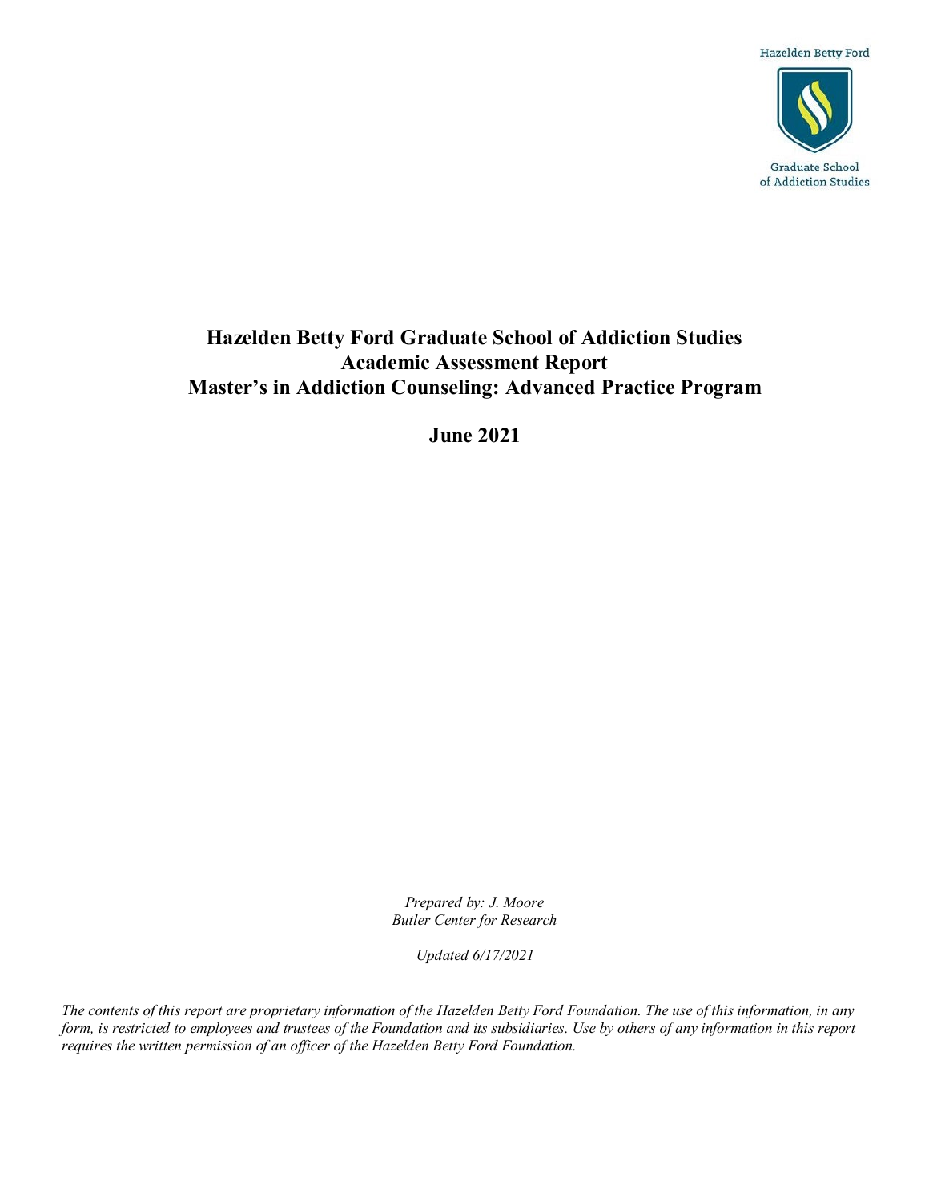Hazelden Betty Ford

Graduate School of Addiction Studies

# Hazelden Betty Ford Graduate School of Addiction Studies
# Academic Assessment Report
# Master's in Addiction Counseling: Advanced Practice Program

## June 2021

*Prepared by: J. Moore*
*Butler Center for Research*

*Updated 6/17/2021*

*The contents of this report are proprietary information of the Hazelden Betty Ford Foundation. The use of this information, in any form, is restricted to employees and trustees of the Foundation and its subsidiaries. Use by others of any information in this report requires the written permission of an officer of the Hazelden Betty Ford Foundation.*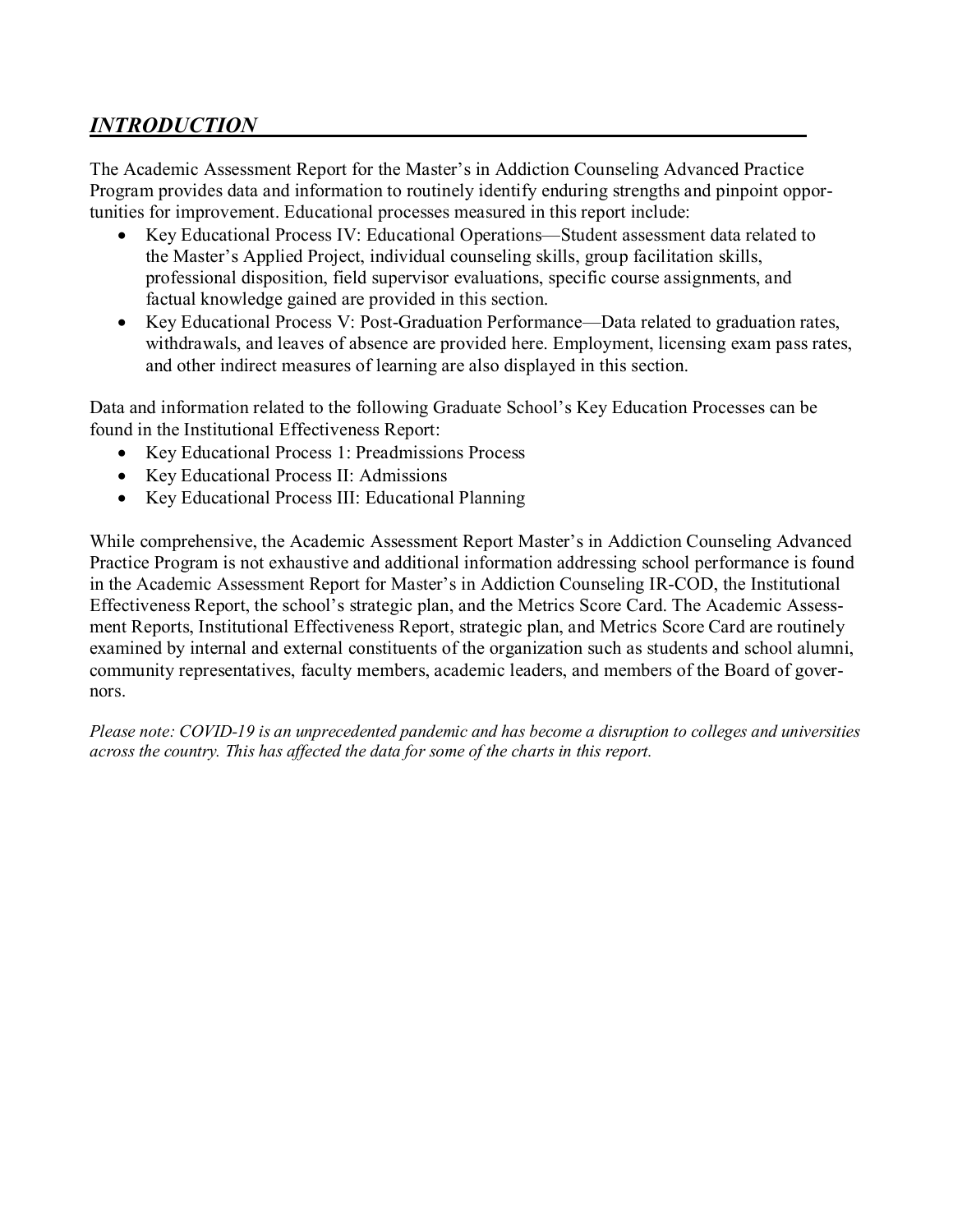## *INTRODUCTION*

The Academic Assessment Report for the Master's in Addiction Counseling Advanced Practice Program provides data and information to routinely identify enduring strengths and pinpoint opportunities for improvement. Educational processes measured in this report include:

- Key Educational Process IV: Educational Operations—Student assessment data related to the Master's Applied Project, individual counseling skills, group facilitation skills, professional disposition, field supervisor evaluations, specific course assignments, and factual knowledge gained are provided in this section.
- Key Educational Process V: Post-Graduation Performance—Data related to graduation rates, withdrawals, and leaves of absence are provided here. Employment, licensing exam pass rates, and other indirect measures of learning are also displayed in this section.

Data and information related to the following Graduate School's Key Education Processes can be found in the Institutional Effectiveness Report:

- Key Educational Process 1: Preadmissions Process
- Key Educational Process II: Admissions
- Key Educational Process III: Educational Planning

While comprehensive, the Academic Assessment Report Master's in Addiction Counseling Advanced Practice Program is not exhaustive and additional information addressing school performance is found in the Academic Assessment Report for Master's in Addiction Counseling IR-COD, the Institutional Effectiveness Report, the school's strategic plan, and the Metrics Score Card. The Academic Assessment Reports, Institutional Effectiveness Report, strategic plan, and Metrics Score Card are routinely examined by internal and external constituents of the organization such as students and school alumni, community representatives, faculty members, academic leaders, and members of the Board of governors.

*Please note: COVID-19 is an unprecedented pandemic and has become a disruption to colleges and universities across the country. This has affected the data for some of the charts in this report.*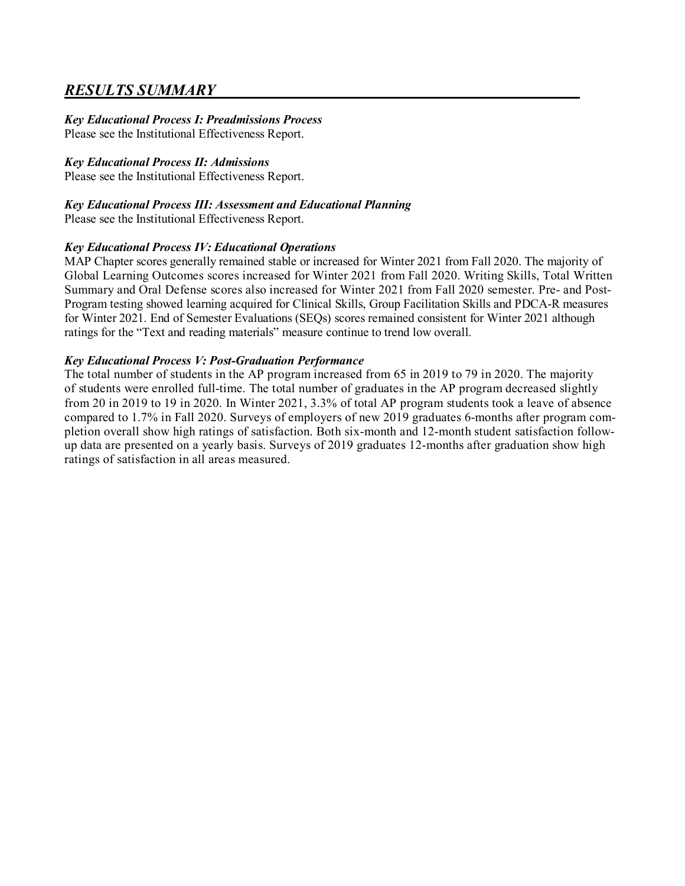## *RESULTS SUMMARY*

***Key Educational Process I: Preadmissions Process***
Please see the Institutional Effectiveness Report.

***Key Educational Process II: Admissions***
Please see the Institutional Effectiveness Report.

***Key Educational Process III: Assessment and Educational Planning***
Please see the Institutional Effectiveness Report.

***Key Educational Process IV: Educational Operations***
MAP Chapter scores generally remained stable or increased for Winter 2021 from Fall 2020. The majority of Global Learning Outcomes scores increased for Winter 2021 from Fall 2020. Writing Skills, Total Written Summary and Oral Defense scores also increased for Winter 2021 from Fall 2020 semester. Pre- and Post-Program testing showed learning acquired for Clinical Skills, Group Facilitation Skills and PDCA-R measures for Winter 2021. End of Semester Evaluations (SEQs) scores remained consistent for Winter 2021 although ratings for the "Text and reading materials" measure continue to trend low overall.

***Key Educational Process V: Post-Graduation Performance***
The total number of students in the AP program increased from 65 in 2019 to 79 in 2020. The majority of students were enrolled full-time. The total number of graduates in the AP program decreased slightly from 20 in 2019 to 19 in 2020. In Winter 2021, 3.3% of total AP program students took a leave of absence compared to 1.7% in Fall 2020. Surveys of employers of new 2019 graduates 6-months after program completion overall show high ratings of satisfaction. Both six-month and 12-month student satisfaction follow-up data are presented on a yearly basis. Surveys of 2019 graduates 12-months after graduation show high ratings of satisfaction in all areas measured.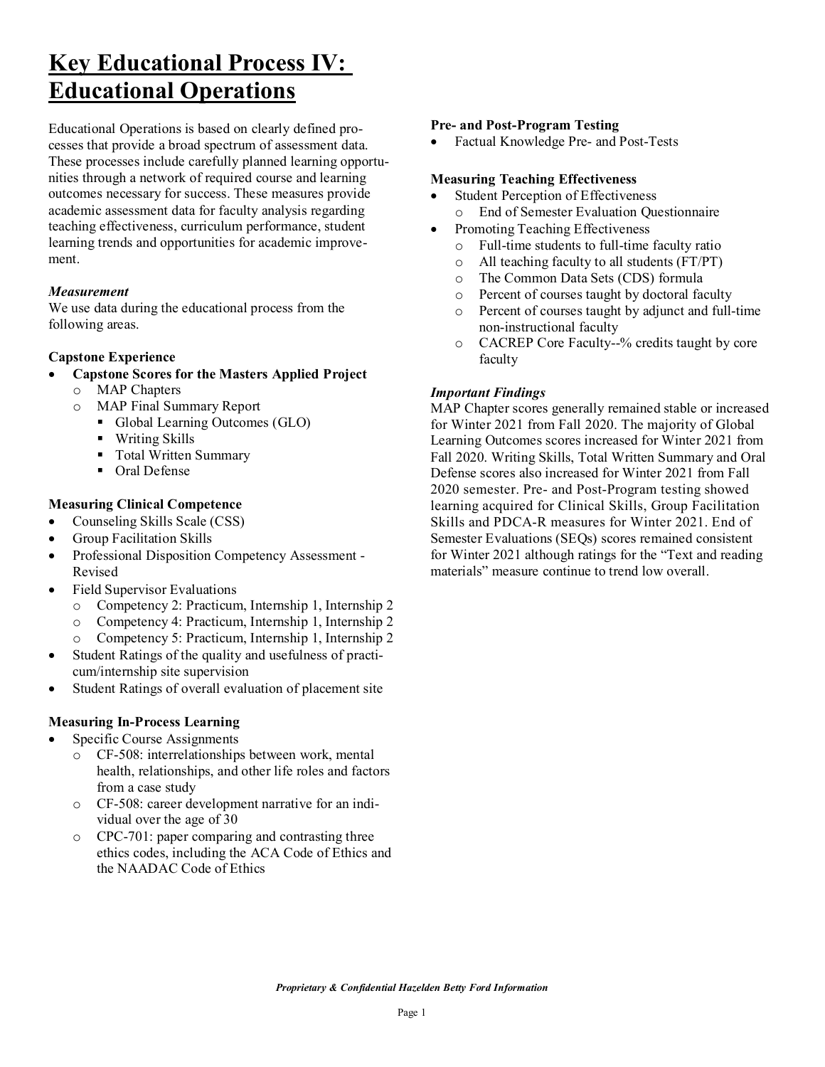# Key Educational Process IV: Educational Operations

Educational Operations is based on clearly defined processes that provide a broad spectrum of assessment data. These processes include carefully planned learning opportunities through a network of required course and learning outcomes necessary for success. These measures provide academic assessment data for faculty analysis regarding teaching effectiveness, curriculum performance, student learning trends and opportunities for academic improvement.

### *Measurement*

We use data during the educational process from the following areas.

**Capstone Experience**

- **Capstone Scores for the Masters Applied Project**
  - MAP Chapters
  - MAP Final Summary Report
    - Global Learning Outcomes (GLO)
    - Writing Skills
    - Total Written Summary
    - Oral Defense

**Measuring Clinical Competence**

- Counseling Skills Scale (CSS)
- Group Facilitation Skills
- Professional Disposition Competency Assessment - Revised
- Field Supervisor Evaluations
  - Competency 2: Practicum, Internship 1, Internship 2
  - Competency 4: Practicum, Internship 1, Internship 2
  - Competency 5: Practicum, Internship 1, Internship 2
- Student Ratings of the quality and usefulness of practicum/internship site supervision
- Student Ratings of overall evaluation of placement site

**Measuring In-Process Learning**

- Specific Course Assignments
  - CF-508: interrelationships between work, mental health, relationships, and other life roles and factors from a case study
  - CF-508: career development narrative for an individual over the age of 30
  - CPC-701: paper comparing and contrasting three ethics codes, including the ACA Code of Ethics and the NAADAC Code of Ethics

**Pre- and Post-Program Testing**

- Factual Knowledge Pre- and Post-Tests

**Measuring Teaching Effectiveness**

- Student Perception of Effectiveness
  - End of Semester Evaluation Questionnaire
- Promoting Teaching Effectiveness
  - Full-time students to full-time faculty ratio
  - All teaching faculty to all students (FT/PT)
  - The Common Data Sets (CDS) formula
  - Percent of courses taught by doctoral faculty
  - Percent of courses taught by adjunct and full-time non-instructional faculty
  - CACREP Core Faculty--% credits taught by core faculty

### *Important Findings*

MAP Chapter scores generally remained stable or increased for Winter 2021 from Fall 2020. The majority of Global Learning Outcomes scores increased for Winter 2021 from Fall 2020. Writing Skills, Total Written Summary and Oral Defense scores also increased for Winter 2021 from Fall 2020 semester. Pre- and Post-Program testing showed learning acquired for Clinical Skills, Group Facilitation Skills and PDCA-R measures for Winter 2021. End of Semester Evaluations (SEQs) scores remained consistent for Winter 2021 although ratings for the "Text and reading materials" measure continue to trend low overall.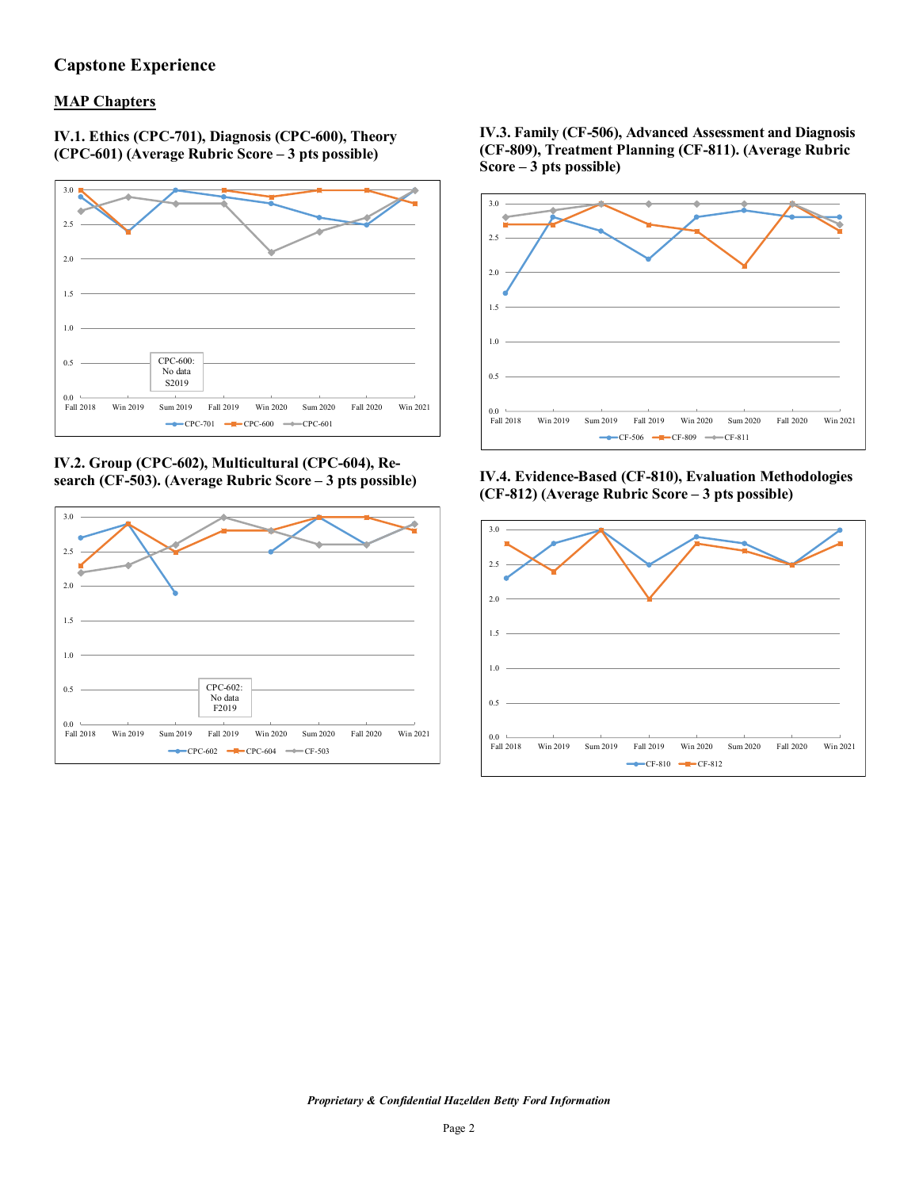## Capstone Experience

### MAP Chapters

**IV.1. Ethics (CPC-701), Diagnosis (CPC-600), Theory (CPC-601) (Average Rubric Score – 3 pts possible)**

CPC-600: No data S2019

**IV.2. Group (CPC-602), Multicultural (CPC-604), Research (CF-503). (Average Rubric Score – 3 pts possible)**

CPC-602: No data F2019

**IV.3. Family (CF-506), Advanced Assessment and Diagnosis (CF-809), Treatment Planning (CF-811). (Average Rubric Score – 3 pts possible)**

**IV.4. Evidence-Based (CF-810), Evaluation Methodologies (CF-812) (Average Rubric Score – 3 pts possible)**

*Proprietary & Confidential Hazelden Betty Ford Information*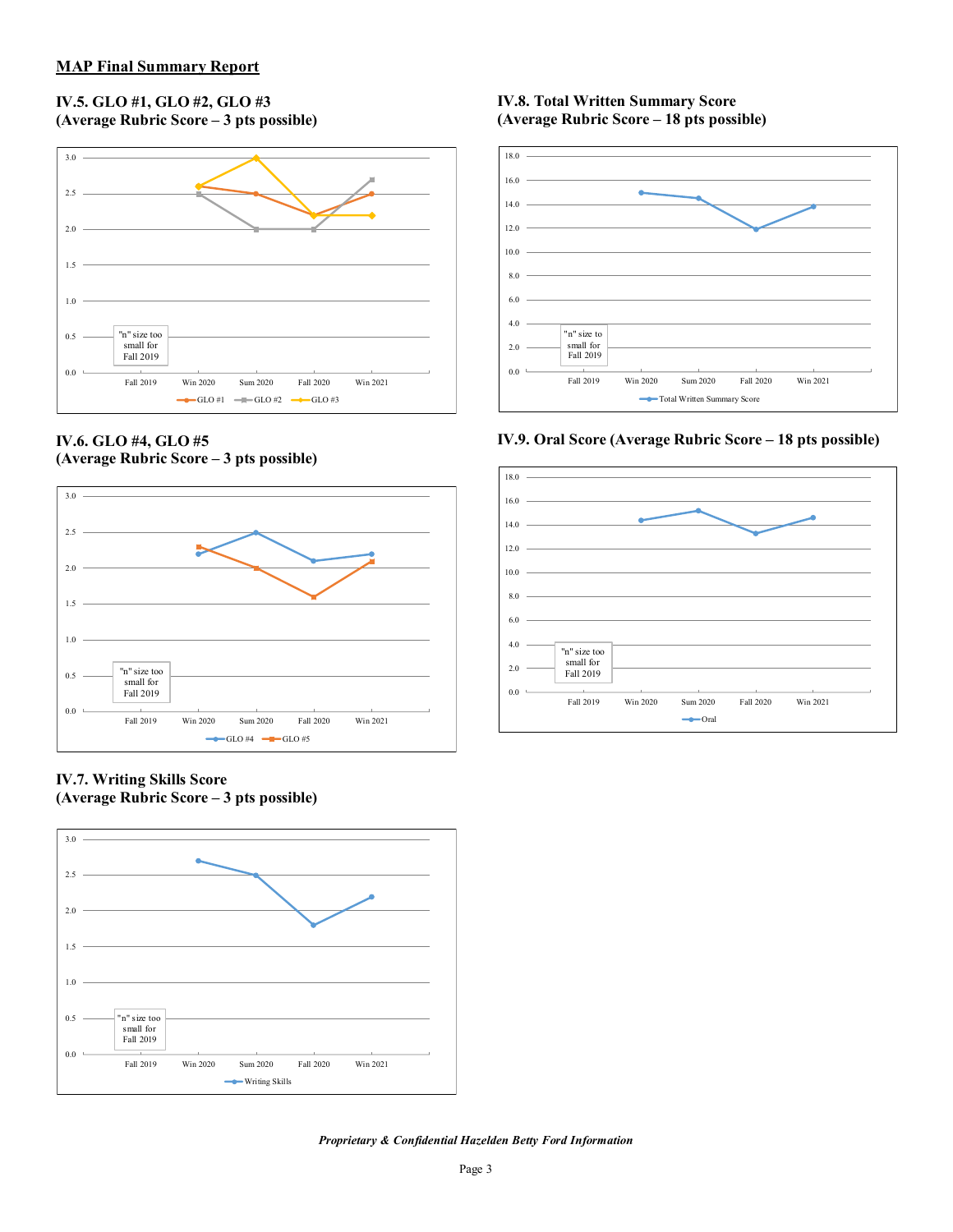## MAP Final Summary Report

### IV.5. GLO #1, GLO #2, GLO #3
**(Average Rubric Score – 3 pts possible)**

"n" size too small for Fall 2019

Fall 2019, Win 2020, Sum 2020, Fall 2020, Win 2021

GLO #1, GLO #2, GLO #3

### IV.6. GLO #4, GLO #5
**(Average Rubric Score – 3 pts possible)**

"n" size too small for Fall 2019

Fall 2019, Win 2020, Sum 2020, Fall 2020, Win 2021

GLO #4, GLO #5

### IV.7. Writing Skills Score
**(Average Rubric Score – 3 pts possible)**

"n" size too small for Fall 2019

Fall 2019, Win 2020, Sum 2020, Fall 2020, Win 2021

Writing Skills

### IV.8. Total Written Summary Score
**(Average Rubric Score – 18 pts possible)**

"n" size to small for Fall 2019

Fall 2019, Win 2020, Sum 2020, Fall 2020, Win 2021

Total Written Summary Score

### IV.9. Oral Score (Average Rubric Score – 18 pts possible)

"n" size too small for Fall 2019

Fall 2019, Win 2020, Sum 2020, Fall 2020, Win 2021

Oral

*Proprietary & Confidential Hazelden Betty Ford Information*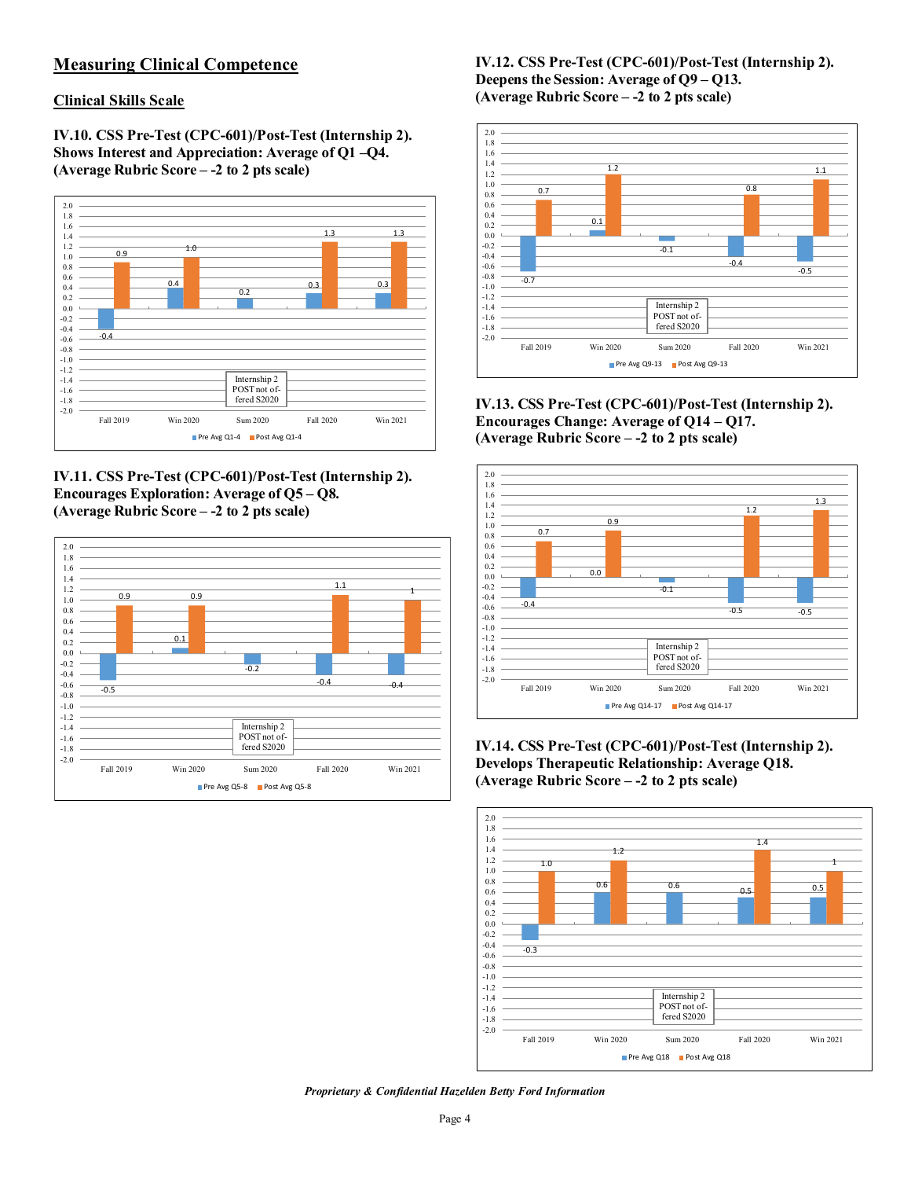## Measuring Clinical Competence

### Clinical Skills Scale

**IV.10. CSS Pre-Test (CPC-601)/Post-Test (Internship 2). Shows Interest and Appreciation: Average of Q1 –Q4. (Average Rubric Score – -2 to 2 pts scale)**

| | Fall 2019 | Win 2020 | Sum 2020 | Fall 2020 | Win 2021 |
|---|---|---|---|---|---|
| Pre Avg Q1-4 | -0.4 | 0.4 | 0.2 | 0.3 | 0.3 |
| Post Avg Q1-4 | 0.9 | 1.0 | | 1.3 | 1.3 |

Internship 2 POST not offered S2020

**IV.11. CSS Pre-Test (CPC-601)/Post-Test (Internship 2). Encourages Exploration: Average of Q5 – Q8. (Average Rubric Score – -2 to 2 pts scale)**

| | Fall 2019 | Win 2020 | Sum 2020 | Fall 2020 | Win 2021 |
|---|---|---|---|---|---|
| Pre Avg Q5-8 | -0.5 | 0.1 | -0.2 | -0.4 | -0.4 |
| Post Avg Q5-8 | 0.9 | 0.9 | | 1.1 | 1 |

Internship 2 POST not offered S2020

**IV.12. CSS Pre-Test (CPC-601)/Post-Test (Internship 2). Deepens the Session: Average of Q9 – Q13. (Average Rubric Score – -2 to 2 pts scale)**

| | Fall 2019 | Win 2020 | Sum 2020 | Fall 2020 | Win 2021 |
|---|---|---|---|---|---|
| Pre Avg Q9-13 | -0.7 | 0.1 | -0.1 | -0.4 | -0.5 |
| Post Avg Q9-13 | 0.7 | 1.2 | | 0.8 | 1.1 |

Internship 2 POST not offered S2020

**IV.13. CSS Pre-Test (CPC-601)/Post-Test (Internship 2). Encourages Change: Average of Q14 – Q17. (Average Rubric Score – -2 to 2 pts scale)**

| | Fall 2019 | Win 2020 | Sum 2020 | Fall 2020 | Win 2021 |
|---|---|---|---|---|---|
| Pre Avg Q14-17 | -0.4 | 0.0 | -0.1 | -0.5 | -0.5 |
| Post Avg Q14-17 | 0.7 | 0.9 | | 1.2 | 1.3 |

Internship 2 POST not offered S2020

**IV.14. CSS Pre-Test (CPC-601)/Post-Test (Internship 2). Develops Therapeutic Relationship: Average Q18. (Average Rubric Score – -2 to 2 pts scale)**

| | Fall 2019 | Win 2020 | Sum 2020 | Fall 2020 | Win 2021 |
|---|---|---|---|---|---|
| Pre Avg Q18 | -0.3 | 0.6 | 0.6 | 0.5 | 0.5 |
| Post Avg Q18 | 1.0 | 1.2 | | 1.4 | 1 |

Internship 2 POST not offered S2020

*Proprietary & Confidential Hazelden Betty Ford Information*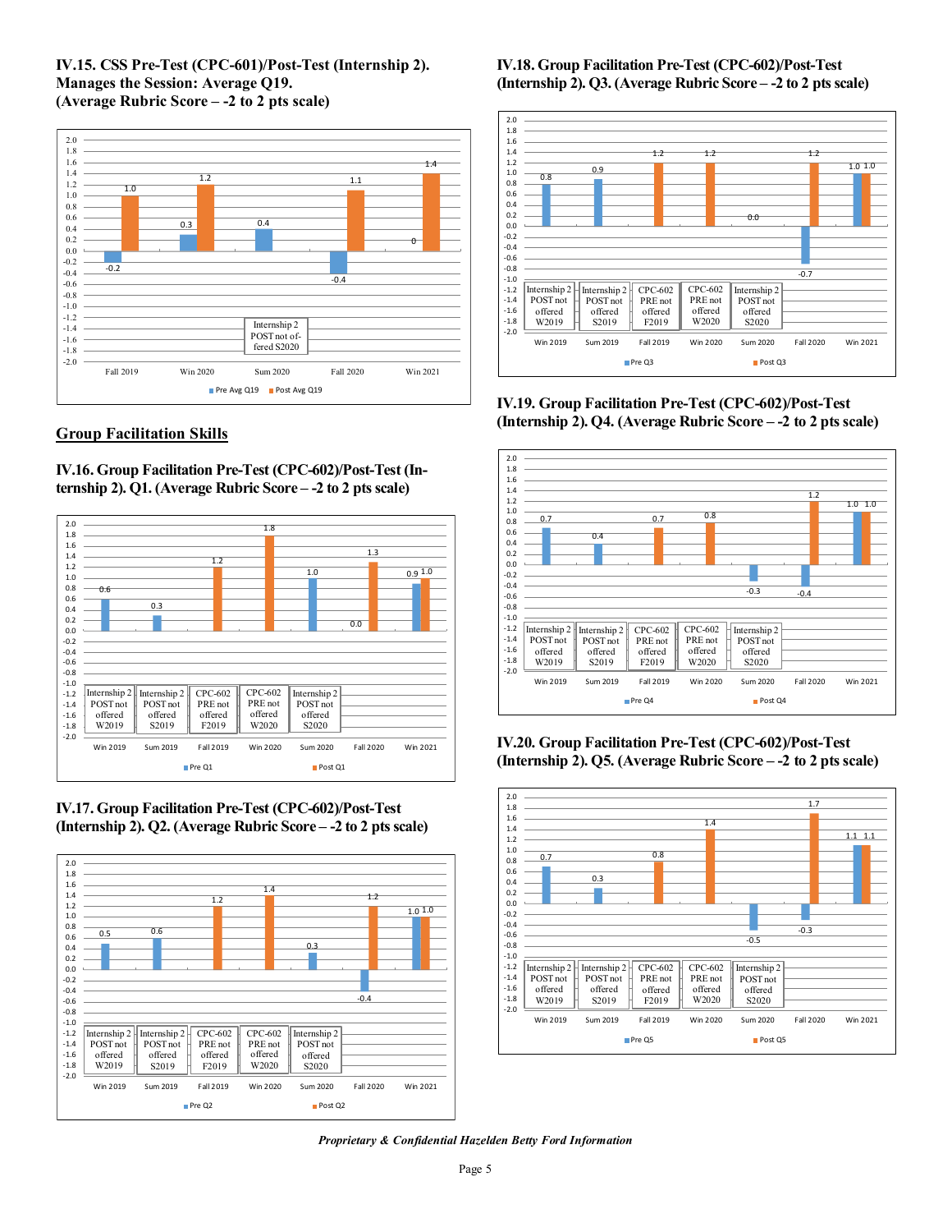### IV.15. CSS Pre-Test (CPC-601)/Post-Test (Internship 2). Manages the Session: Average Q19. (Average Rubric Score – -2 to 2 pts scale)

| | Fall 2019 | Win 2020 | Sum 2020 | Fall 2020 | Win 2021 |
|---|---|---|---|---|---|
| Pre Avg Q19 | -0.2 | 0.3 | 0.4 | -0.4 | 0 |
| Post Avg Q19 | 1.0 | 1.2 | Internship 2 POST not offered S2020 | 1.1 | 1.4 |

## Group Facilitation Skills

### IV.16. Group Facilitation Pre-Test (CPC-602)/Post-Test (Internship 2). Q1. (Average Rubric Score – -2 to 2 pts scale)

| | Win 2019 | Sum 2019 | Fall 2019 | Win 2020 | Sum 2020 | Fall 2020 | Win 2021 |
|---|---|---|---|---|---|---|---|
| Pre Q1 | 0.6 | 0.3 | CPC-602 PRE not offered F2019 | CPC-602 PRE not offered W2020 | 1.0 | 0.0 | 0.9 |
| Post Q1 | Internship 2 POST not offered W2019 | Internship 2 POST not offered S2019 | 1.2 | 1.8 | Internship 2 POST not offered S2020 | 1.3 | 1.0 |

### IV.17. Group Facilitation Pre-Test (CPC-602)/Post-Test (Internship 2). Q2. (Average Rubric Score – -2 to 2 pts scale)

| | Win 2019 | Sum 2019 | Fall 2019 | Win 2020 | Sum 2020 | Fall 2020 | Win 2021 |
|---|---|---|---|---|---|---|---|
| Pre Q2 | 0.5 | 0.6 | CPC-602 PRE not offered F2019 | CPC-602 PRE not offered W2020 | 0.3 | -0.4 | 1.0 |
| Post Q2 | Internship 2 POST not offered W2019 | Internship 2 POST not offered S2019 | 1.2 | 1.4 | Internship 2 POST not offered S2020 | 1.2 | 1.0 |

### IV.18. Group Facilitation Pre-Test (CPC-602)/Post-Test (Internship 2). Q3. (Average Rubric Score – -2 to 2 pts scale)

| | Win 2019 | Sum 2019 | Fall 2019 | Win 2020 | Sum 2020 | Fall 2020 | Win 2021 |
|---|---|---|---|---|---|---|---|
| Pre Q3 | 0.8 | 0.9 | CPC-602 PRE not offered F2019 | CPC-602 PRE not offered W2020 | 0.0 | -0.7 | 1.0 |
| Post Q3 | Internship 2 POST not offered W2019 | Internship 2 POST not offered S2019 | 1.2 | 1.2 | Internship 2 POST not offered S2020 | 1.2 | 1.0 |

### IV.19. Group Facilitation Pre-Test (CPC-602)/Post-Test (Internship 2). Q4. (Average Rubric Score – -2 to 2 pts scale)

| | Win 2019 | Sum 2019 | Fall 2019 | Win 2020 | Sum 2020 | Fall 2020 | Win 2021 |
|---|---|---|---|---|---|---|---|
| Pre Q4 | 0.7 | 0.4 | CPC-602 PRE not offered F2019 | CPC-602 PRE not offered W2020 | -0.3 | -0.4 | 1.0 |
| Post Q4 | Internship 2 POST not offered W2019 | Internship 2 POST not offered S2019 | 0.7 | 0.8 | Internship 2 POST not offered S2020 | 1.2 | 1.0 |

### IV.20. Group Facilitation Pre-Test (CPC-602)/Post-Test (Internship 2). Q5. (Average Rubric Score – -2 to 2 pts scale)

| | Win 2019 | Sum 2019 | Fall 2019 | Win 2020 | Sum 2020 | Fall 2020 | Win 2021 |
|---|---|---|---|---|---|---|---|
| Pre Q5 | 0.7 | 0.3 | CPC-602 PRE not offered F2019 | CPC-602 PRE not offered W2020 | -0.5 | -0.3 | 1.1 |
| Post Q5 | Internship 2 POST not offered W2019 | Internship 2 POST not offered S2019 | 0.8 | 1.4 | Internship 2 POST not offered S2020 | 1.7 | 1.1 |

***Proprietary & Confidential Hazelden Betty Ford Information***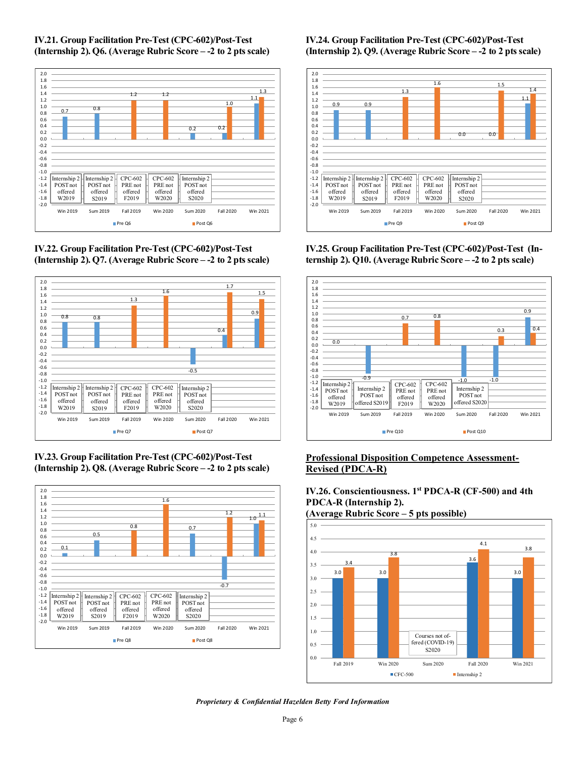### IV.21. Group Facilitation Pre-Test (CPC-602)/Post-Test (Internship 2). Q6. (Average Rubric Score – -2 to 2 pts scale)

| Term | Pre Q6 | Post Q6 |
| --- | --- | --- |
| Win 2019 | 0.7 | Internship 2 POST not offered W2019 |
| Sum 2019 | 0.8 | Internship 2 POST not offered S2019 |
| Fall 2019 | CPC-602 PRE not offered F2019 | 1.2 |
| Win 2020 | CPC-602 PRE not offered W2020 | 1.2 |
| Sum 2020 | 0.2 | Internship 2 POST not offered S2020 |
| Fall 2020 | 0.2 | 1.0 |
| Win 2021 | 1.1 | 1.3 |

### IV.22. Group Facilitation Pre-Test (CPC-602)/Post-Test (Internship 2). Q7. (Average Rubric Score – -2 to 2 pts scale)

| Term | Pre Q7 | Post Q7 |
| --- | --- | --- |
| Win 2019 | 0.8 | Internship 2 POST not offered W2019 |
| Sum 2019 | 0.8 | Internship 2 POST not offered S2019 |
| Fall 2019 | CPC-602 PRE not offered F2019 | 1.3 |
| Win 2020 | CPC-602 PRE not offered W2020 | 1.6 |
| Sum 2020 | -0.5 | Internship 2 POST not offered S2020 |
| Fall 2020 | 0.4 | 1.7 |
| Win 2021 | 0.9 | 1.5 |

### IV.23. Group Facilitation Pre-Test (CPC-602)/Post-Test (Internship 2). Q8. (Average Rubric Score – -2 to 2 pts scale)

| Term | Pre Q8 | Post Q8 |
| --- | --- | --- |
| Win 2019 | 0.1 | Internship 2 POST not offered W2019 |
| Sum 2019 | 0.5 | Internship 2 POST not offered S2019 |
| Fall 2019 | CPC-602 PRE not offered F2019 | 0.8 |
| Win 2020 | CPC-602 PRE not offered W2020 | 1.6 |
| Sum 2020 | 0.7 | Internship 2 POST not offered S2020 |
| Fall 2020 | -0.7 | 1.2 |
| Win 2021 | 1.0 | 1.1 |

### IV.24. Group Facilitation Pre-Test (CPC-602)/Post-Test (Internship 2). Q9. (Average Rubric Score – -2 to 2 pts scale)

| Term | Pre Q9 | Post Q9 |
| --- | --- | --- |
| Win 2019 | 0.9 | Internship 2 POST not offered W2019 |
| Sum 2019 | 0.9 | Internship 2 POST not offered S2019 |
| Fall 2019 | CPC-602 PRE not offered F2019 | 1.3 |
| Win 2020 | CPC-602 PRE not offered W2020 | 1.6 |
| Sum 2020 | 0.0 | Internship 2 POST not offered S2020 |
| Fall 2020 | 0.0 | 1.5 |
| Win 2021 | 1.1 | 1.4 |

### IV.25. Group Facilitation Pre-Test (CPC-602)/Post-Test (Internship 2). Q10. (Average Rubric Score – -2 to 2 pts scale)

| Term | Pre Q10 | Post Q10 |
| --- | --- | --- |
| Win 2019 | 0.0 | Internship 2 POST not offered W2019 |
| Sum 2019 | -0.9 | Internship 2 POST not offered S2019 |
| Fall 2019 | CPC-602 PRE not offered F2019 | 0.7 |
| Win 2020 | CPC-602 PRE not offered W2020 | 0.8 |
| Sum 2020 | -1.0 | Internship 2 POST not offered S2020 |
| Fall 2020 | -1.0 | 0.3 |
| Win 2021 | 0.9 | 0.4 |

## Professional Disposition Competence Assessment-Revised (PDCA-R)

### IV.26. Conscientiousness. 1st PDCA-R (CF-500) and 4th PDCA-R (Internship 2). (Average Rubric Score – 5 pts possible)

| Term | CFC-500 | Internship 2 |
| --- | --- | --- |
| Fall 2019 | 3.0 | 3.4 |
| Win 2020 | 3.0 | 3.8 |
| Sum 2020 | Courses not offered (COVID-19) S2020 | |
| Fall 2020 | 3.6 | 4.1 |
| Win 2021 | 3.0 | 3.8 |

*Proprietary & Confidential Hazelden Betty Ford Information*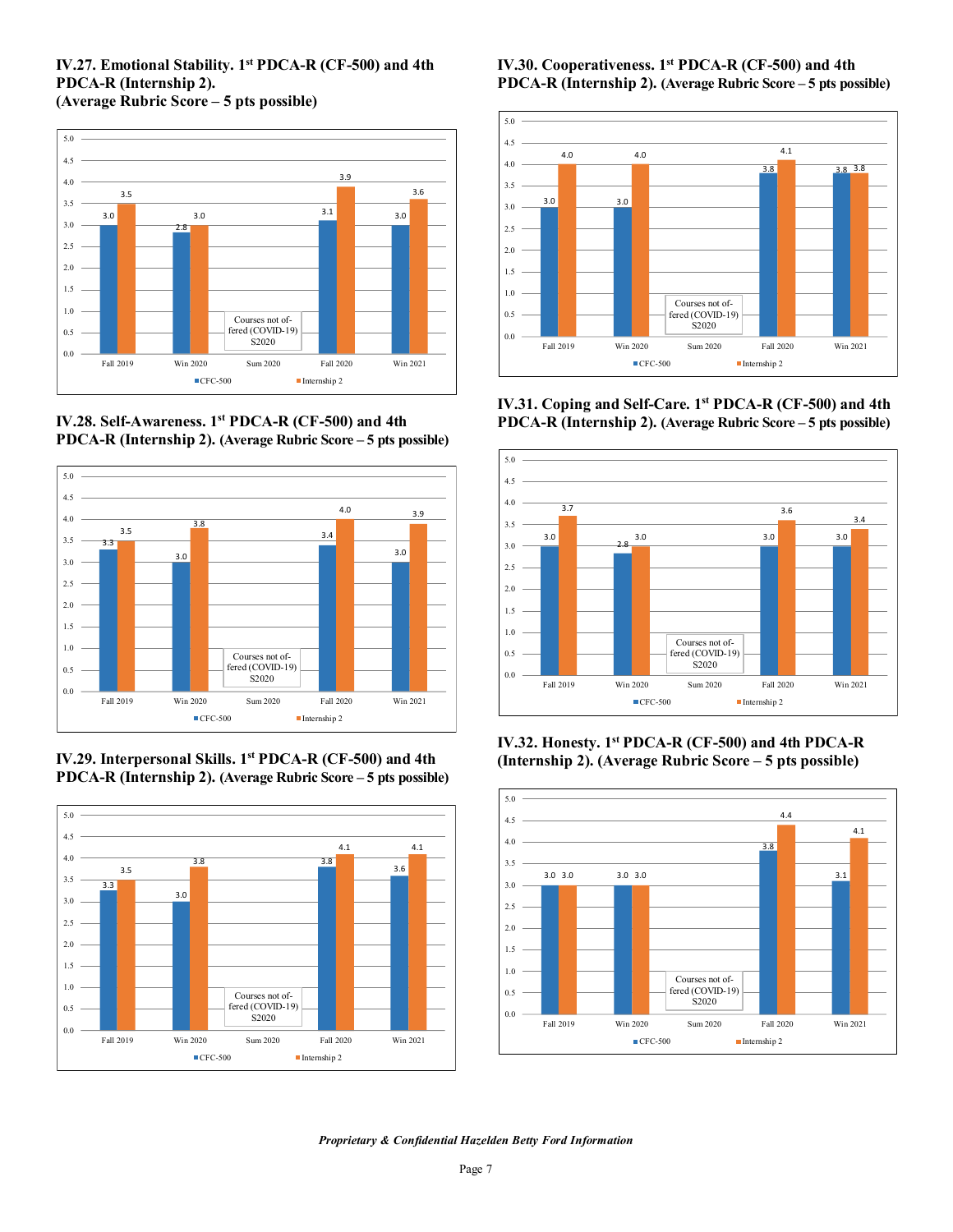### IV.27. Emotional Stability. 1st PDCA-R (CF-500) and 4th PDCA-R (Internship 2). (Average Rubric Score – 5 pts possible)

| | Fall 2019 | Win 2020 | Sum 2020 | Fall 2020 | Win 2021 |
|---|---|---|---|---|---|
| CFC-500 | 3.0 | 2.8 | Courses not offered (COVID-19) S2020 | 3.1 | 3.0 |
| Internship 2 | 3.5 | 3.0 | | 3.9 | 3.6 |

### IV.28. Self-Awareness. 1st PDCA-R (CF-500) and 4th PDCA-R (Internship 2). (Average Rubric Score – 5 pts possible)

| | Fall 2019 | Win 2020 | Sum 2020 | Fall 2020 | Win 2021 |
|---|---|---|---|---|---|
| CFC-500 | 3.3 | 3.0 | Courses not offered (COVID-19) S2020 | 3.4 | 3.0 |
| Internship 2 | 3.5 | 3.8 | | 4.0 | 3.9 |

### IV.29. Interpersonal Skills. 1st PDCA-R (CF-500) and 4th PDCA-R (Internship 2). (Average Rubric Score – 5 pts possible)

| | Fall 2019 | Win 2020 | Sum 2020 | Fall 2020 | Win 2021 |
|---|---|---|---|---|---|
| CFC-500 | 3.3 | 3.0 | Courses not offered (COVID-19) S2020 | 3.8 | 3.6 |
| Internship 2 | 3.5 | 3.8 | | 4.1 | 4.1 |

### IV.30. Cooperativeness. 1st PDCA-R (CF-500) and 4th PDCA-R (Internship 2). (Average Rubric Score – 5 pts possible)

| | Fall 2019 | Win 2020 | Sum 2020 | Fall 2020 | Win 2021 |
|---|---|---|---|---|---|
| CFC-500 | 3.0 | 3.0 | Courses not offered (COVID-19) S2020 | 3.8 | 3.8 |
| Internship 2 | 4.0 | 4.0 | | 4.1 | 3.8 |

### IV.31. Coping and Self-Care. 1st PDCA-R (CF-500) and 4th PDCA-R (Internship 2). (Average Rubric Score – 5 pts possible)

| | Fall 2019 | Win 2020 | Sum 2020 | Fall 2020 | Win 2021 |
|---|---|---|---|---|---|
| CFC-500 | 3.0 | 2.8 | Courses not offered (COVID-19) S2020 | 3.0 | 3.0 |
| Internship 2 | 3.7 | 3.0 | | 3.6 | 3.4 |

### IV.32. Honesty. 1st PDCA-R (CF-500) and 4th PDCA-R (Internship 2). (Average Rubric Score – 5 pts possible)

| | Fall 2019 | Win 2020 | Sum 2020 | Fall 2020 | Win 2021 |
|---|---|---|---|---|---|
| CFC-500 | 3.0 | 3.0 | Courses not offered (COVID-19) S2020 | 3.8 | 3.1 |
| Internship 2 | 3.0 | 3.0 | | 4.4 | 4.1 |

*Proprietary & Confidential Hazelden Betty Ford Information*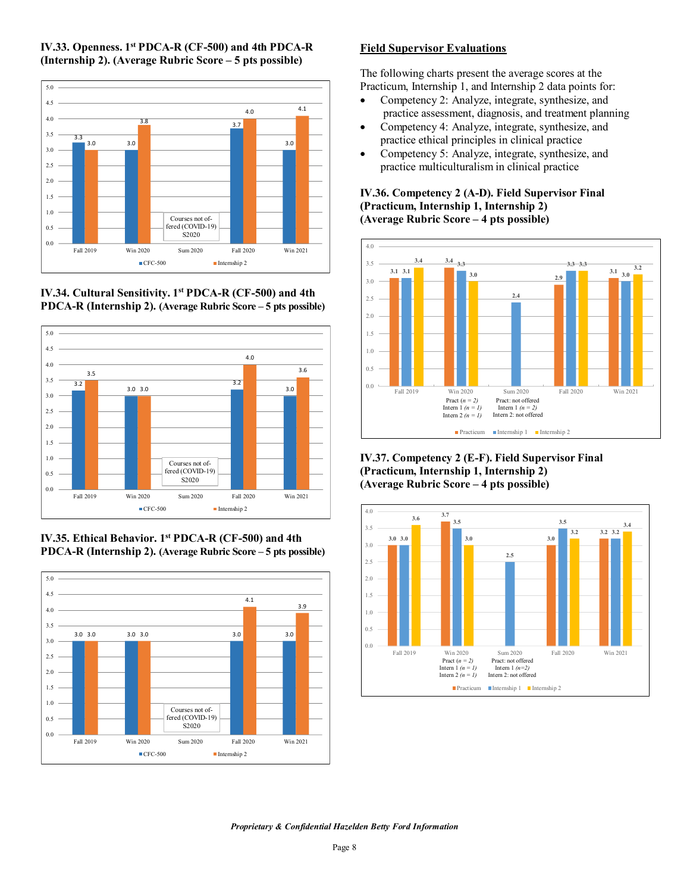### IV.33. Openness. 1st PDCA-R (CF-500) and 4th PDCA-R (Internship 2). (Average Rubric Score – 5 pts possible)

| | Fall 2019 | Win 2020 | Sum 2020 | Fall 2020 | Win 2021 |
|---|---|---|---|---|---|
| CFC-500 | 3.3 | 3.0 | Courses not offered (COVID-19) S2020 | 3.7 | 3.0 |
| Internship 2 | 3.0 | 3.8 | | 4.0 | 4.1 |

### IV.34. Cultural Sensitivity. 1st PDCA-R (CF-500) and 4th PDCA-R (Internship 2). (Average Rubric Score – 5 pts possible)

| | Fall 2019 | Win 2020 | Sum 2020 | Fall 2020 | Win 2021 |
|---|---|---|---|---|---|
| CFC-500 | 3.2 | 3.0 | Courses not offered (COVID-19) S2020 | 3.2 | 3.0 |
| Internship 2 | 3.5 | 3.0 | | 4.0 | 3.6 |

### IV.35. Ethical Behavior. 1st PDCA-R (CF-500) and 4th PDCA-R (Internship 2). (Average Rubric Score – 5 pts possible)

| | Fall 2019 | Win 2020 | Sum 2020 | Fall 2020 | Win 2021 |
|---|---|---|---|---|---|
| CFC-500 | 3.0 | 3.0 | Courses not offered (COVID-19) S2020 | 3.0 | 3.0 |
| Internship 2 | 3.0 | 3.0 | | 4.1 | 3.9 |

## Field Supervisor Evaluations

The following charts present the average scores at the Practicum, Internship 1, and Internship 2 data points for:

- Competency 2: Analyze, integrate, synthesize, and practice assessment, diagnosis, and treatment planning
- Competency 4: Analyze, integrate, synthesize, and practice ethical principles in clinical practice
- Competency 5: Analyze, integrate, synthesize, and practice multiculturalism in clinical practice

### IV.36. Competency 2 (A-D). Field Supervisor Final (Practicum, Internship 1, Internship 2) (Average Rubric Score – 4 pts possible)

| | Fall 2019 | Win 2020 | Sum 2020 | Fall 2020 | Win 2021 |
|---|---|---|---|---|---|
| Practicum | 3.1 | 3.4 | | 2.9 | 3.1 |
| Internship 1 | 3.1 | 3.3 | 2.4 | 3.3 | 3.0 |
| Internship 2 | 3.4 | 3.0 | | 3.3 | 3.2 |

Win 2020: Pract ($n = 2$), Intern 1 ($n = 1$), Intern 2 ($n = 1$)
Sum 2020: Pract: not offered, Intern 1 ($n = 2$), Intern 2: not offered

### IV.37. Competency 2 (E-F). Field Supervisor Final (Practicum, Internship 1, Internship 2) (Average Rubric Score – 4 pts possible)

| | Fall 2019 | Win 2020 | Sum 2020 | Fall 2020 | Win 2021 |
|---|---|---|---|---|---|
| Practicum | 3.0 | 3.7 | | 3.0 | 3.2 |
| Internship 1 | 3.0 | 3.5 | 2.5 | 3.5 | 3.2 |
| Internship 2 | 3.6 | 3.0 | | 3.2 | 3.4 |

Win 2020: Pract ($n = 2$), Intern 1 ($n = 1$), Intern 2 ($n = 1$)
Sum 2020: Pract: not offered, Intern 1 ($n$=2), Intern 2: not offered

*Proprietary & Confidential Hazelden Betty Ford Information*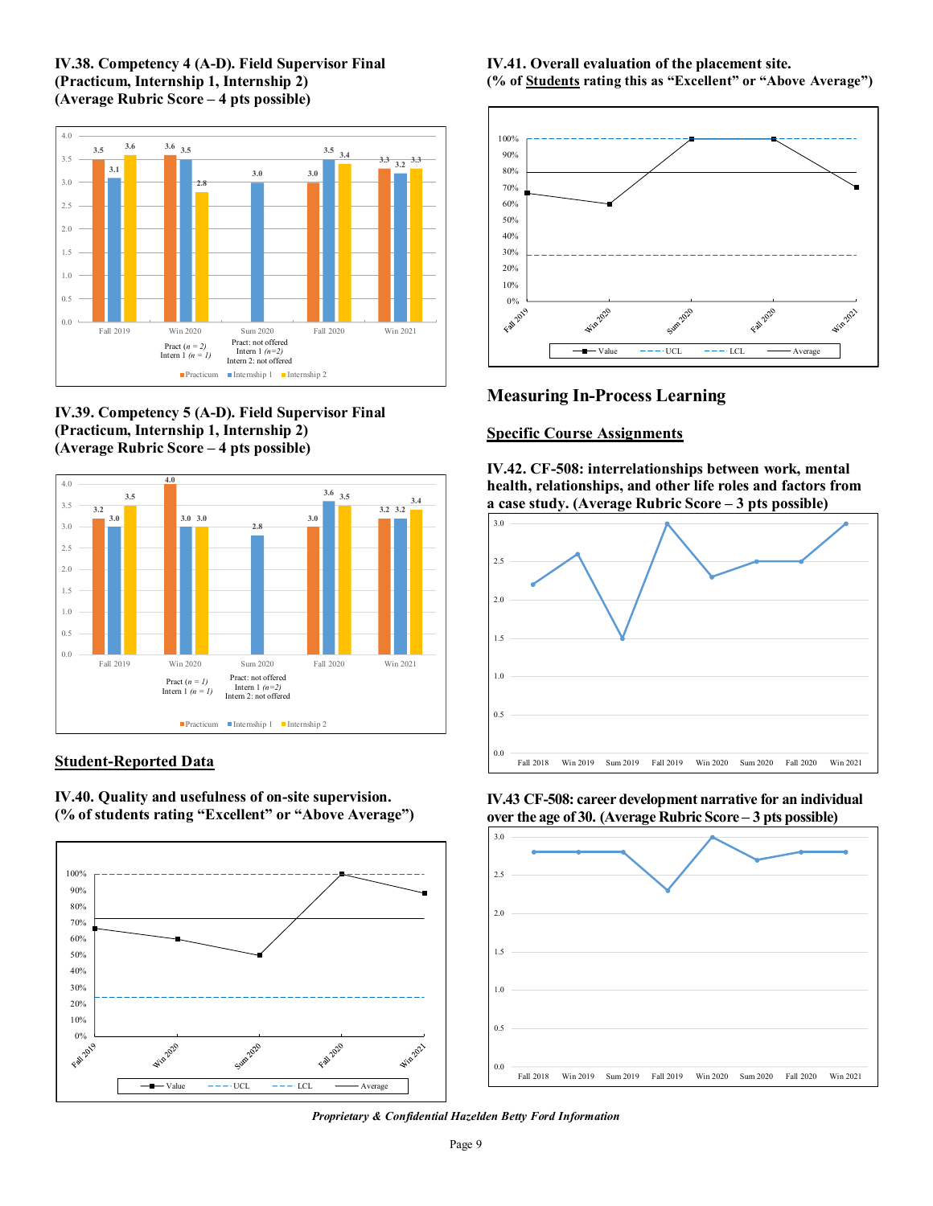**IV.38. Competency 4 (A-D). Field Supervisor Final (Practicum, Internship 1, Internship 2) (Average Rubric Score – 4 pts possible)**

| Term | Practicum | Internship 1 | Internship 2 |
|---|---|---|---|
| Fall 2019 | 3.5 | 3.1 | 3.6 |
| Win 2020 | 3.6 | 3.5 | 2.8 |
| Sum 2020 | | 3.0 | |
| Fall 2020 | 3.0 | 3.5 | 3.4 |
| Win 2021 | 3.3 | 3.2 | 3.3 |

Win 2020: Pract (*n* = 2), Intern 1 (*n* = 1)
Sum 2020: Pract: not offered, Intern 1 (*n*=2), Intern 2: not offered

**IV.39. Competency 5 (A-D). Field Supervisor Final (Practicum, Internship 1, Internship 2) (Average Rubric Score – 4 pts possible)**

| Term | Practicum | Internship 1 | Internship 2 |
|---|---|---|---|
| Fall 2019 | 3.2 | 3.0 | 3.5 |
| Win 2020 | 4.0 | 3.0 | 3.0 |
| Sum 2020 | | 2.8 | |
| Fall 2020 | 3.0 | 3.6 | 3.5 |
| Win 2021 | 3.2 | 3.2 | 3.4 |

Win 2020: Pract (*n* = 1), Intern 1 (*n* = 1)
Sum 2020: Pract: not offered, Intern 1 (*n*=2), Intern 2: not offered

## Student-Reported Data

**IV.40. Quality and usefulness of on-site supervision. (% of students rating "Excellent" or "Above Average")**

Legend: Value, UCL, LCL, Average
Terms: Fall 2019, Win 2020, Sum 2020, Fall 2020, Win 2021

**IV.41. Overall evaluation of the placement site. (% of Students rating this as "Excellent" or "Above Average")**

Legend: Value, UCL, LCL, Average
Terms: Fall 2019, Win 2020, Sum 2020, Fall 2020, Win 2021

## Measuring In-Process Learning

### Specific Course Assignments

**IV.42. CF-508: interrelationships between work, mental health, relationships, and other life roles and factors from a case study. (Average Rubric Score – 3 pts possible)**

Terms: Fall 2018, Win 2019, Sum 2019, Fall 2019, Win 2020, Sum 2020, Fall 2020, Win 2021

**IV.43 CF-508: career development narrative for an individual over the age of 30. (Average Rubric Score – 3 pts possible)**

Terms: Fall 2018, Win 2019, Sum 2019, Fall 2019, Win 2020, Sum 2020, Fall 2020, Win 2021

*Proprietary & Confidential Hazelden Betty Ford Information*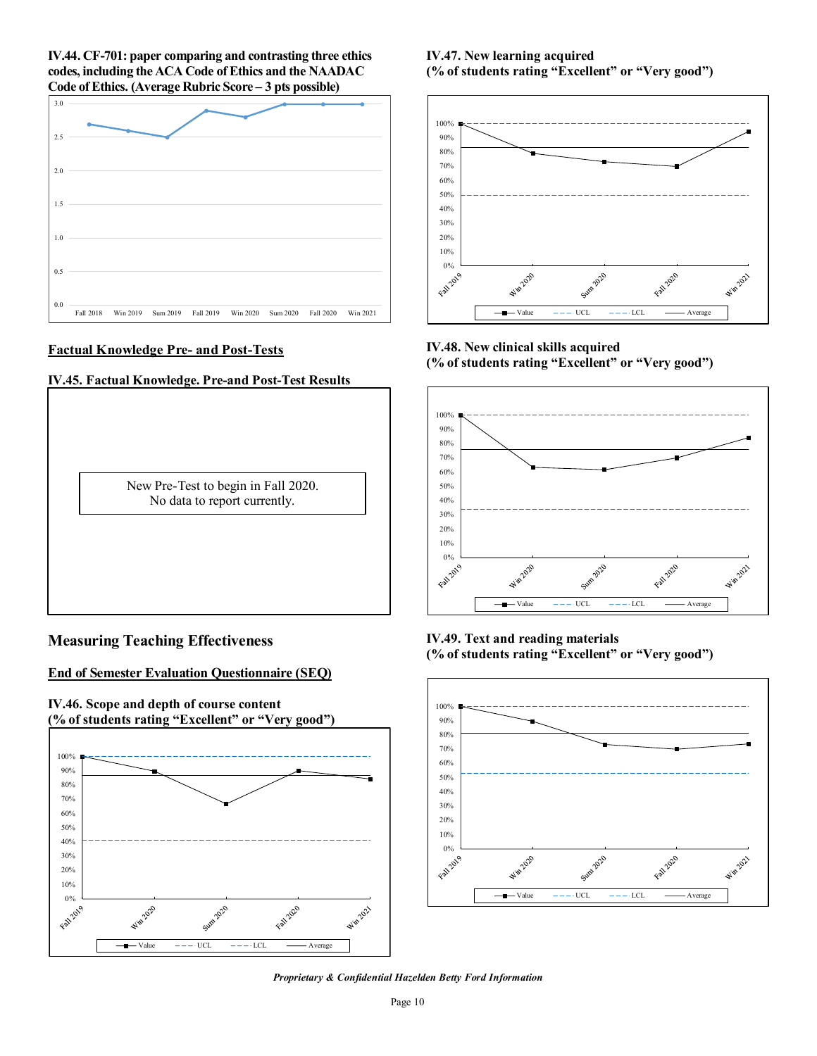**IV.44. CF-701: paper comparing and contrasting three ethics codes, including the ACA Code of Ethics and the NAADAC Code of Ethics. (Average Rubric Score – 3 pts possible)**

## Factual Knowledge Pre- and Post-Tests

**IV.45. Factual Knowledge. Pre-and Post-Test Results**

New Pre-Test to begin in Fall 2020.
No data to report currently.

## Measuring Teaching Effectiveness

### End of Semester Evaluation Questionnaire (SEQ)

**IV.46. Scope and depth of course content (% of students rating "Excellent" or "Very good")**

**IV.47. New learning acquired (% of students rating "Excellent" or "Very good")**

**IV.48. New clinical skills acquired (% of students rating "Excellent" or "Very good")**

**IV.49. Text and reading materials (% of students rating "Excellent" or "Very good")**

*Proprietary & Confidential Hazelden Betty Ford Information*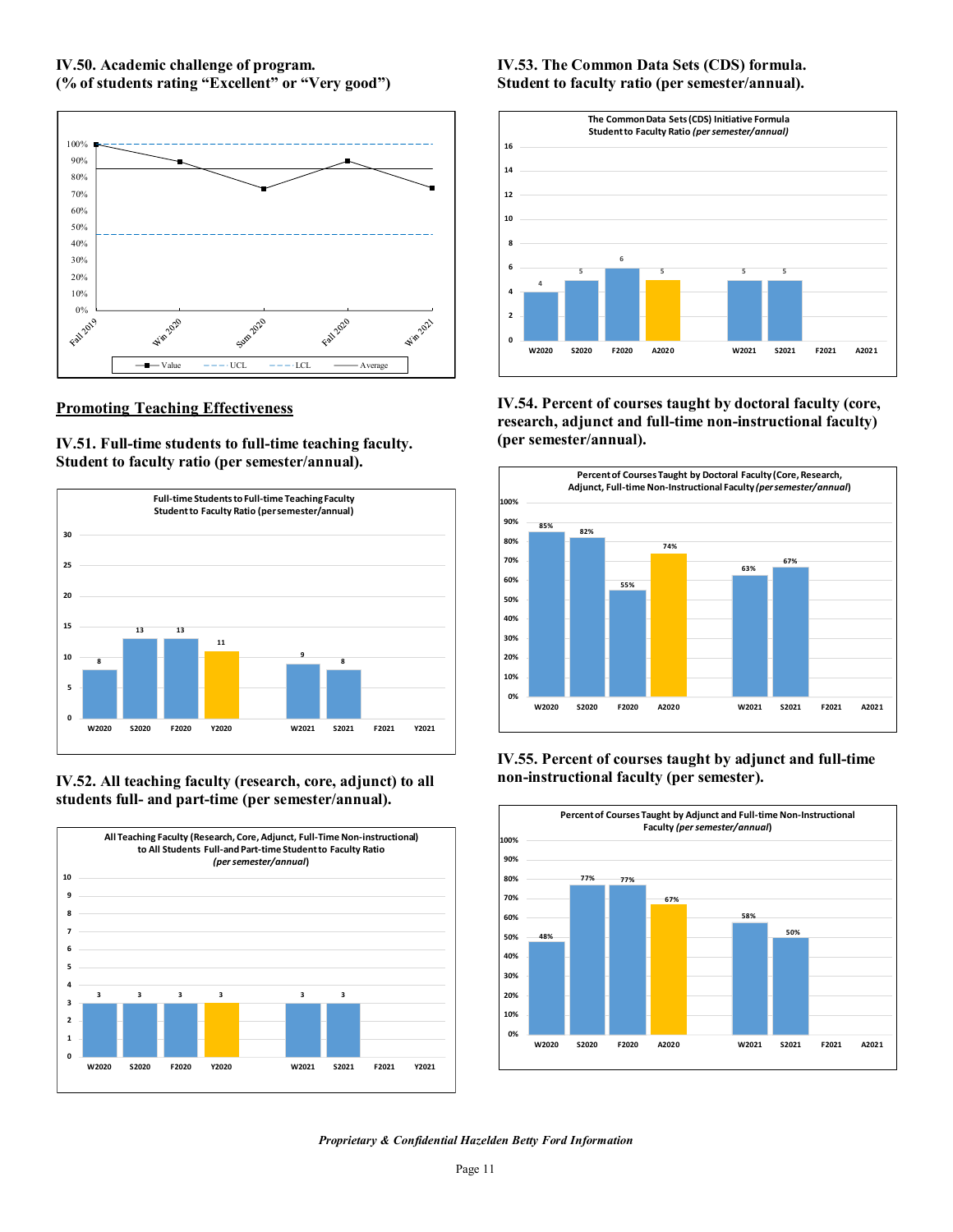### IV.50. Academic challenge of program.
### (% of students rating "Excellent" or "Very good")

| | Fall 2019 | Win 2020 | Sum 2020 | Fall 2020 | Win 2021 |
|---|---|---|---|---|---|
| Value | 100% | 89% | 73% | 90% | 74% |

Legend: Value, UCL, LCL, Average

## Promoting Teaching Effectiveness

### IV.51. Full-time students to full-time teaching faculty. Student to faculty ratio (per semester/annual).

Full-time Students to Full-time Teaching Faculty
Student to Faculty Ratio (per semester/annual)

| W2020 | S2020 | F2020 | Y2020 | W2021 | S2021 | F2021 | Y2021 |
|---|---|---|---|---|---|---|---|
| 8 | 13 | 13 | 11 | 9 | 8 | | |

### IV.52. All teaching faculty (research, core, adjunct) to all students full- and part-time (per semester/annual).

All Teaching Faculty (Research, Core, Adjunct, Full-Time Non-instructional) to All Students Full-and Part-time Student to Faculty Ratio *(per semester/annual)*

| W2020 | S2020 | F2020 | Y2020 | W2021 | S2021 | F2021 | Y2021 |
|---|---|---|---|---|---|---|---|
| 3 | 3 | 3 | 3 | 3 | 3 | | |

### IV.53. The Common Data Sets (CDS) formula. Student to faculty ratio (per semester/annual).

The Common Data Sets (CDS) Initiative Formula
Student to Faculty Ratio *(per semester/annual)*

| W2020 | S2020 | F2020 | A2020 | W2021 | S2021 | F2021 | A2021 |
|---|---|---|---|---|---|---|---|
| 4 | 5 | 6 | 5 | 5 | 5 | | |

### IV.54. Percent of courses taught by doctoral faculty (core, research, adjunct and full-time non-instructional faculty) (per semester/annual).

Percent of Courses Taught by Doctoral Faculty (Core, Research, Adjunct, Full-time Non-Instructional Faculty *(per semester/annual)*

| W2020 | S2020 | F2020 | A2020 | W2021 | S2021 | F2021 | A2021 |
|---|---|---|---|---|---|---|---|
| 85% | 82% | 55% | 74% | 63% | 67% | | |

### IV.55. Percent of courses taught by adjunct and full-time non-instructional faculty (per semester).

Percent of Courses Taught by Adjunct and Full-time Non-Instructional Faculty *(per semester/annual)*

| W2020 | S2020 | F2020 | A2020 | W2021 | S2021 | F2021 | A2021 |
|---|---|---|---|---|---|---|---|
| 48% | 77% | 77% | 67% | 58% | 50% | | |

*Proprietary & Confidential Hazelden Betty Ford Information*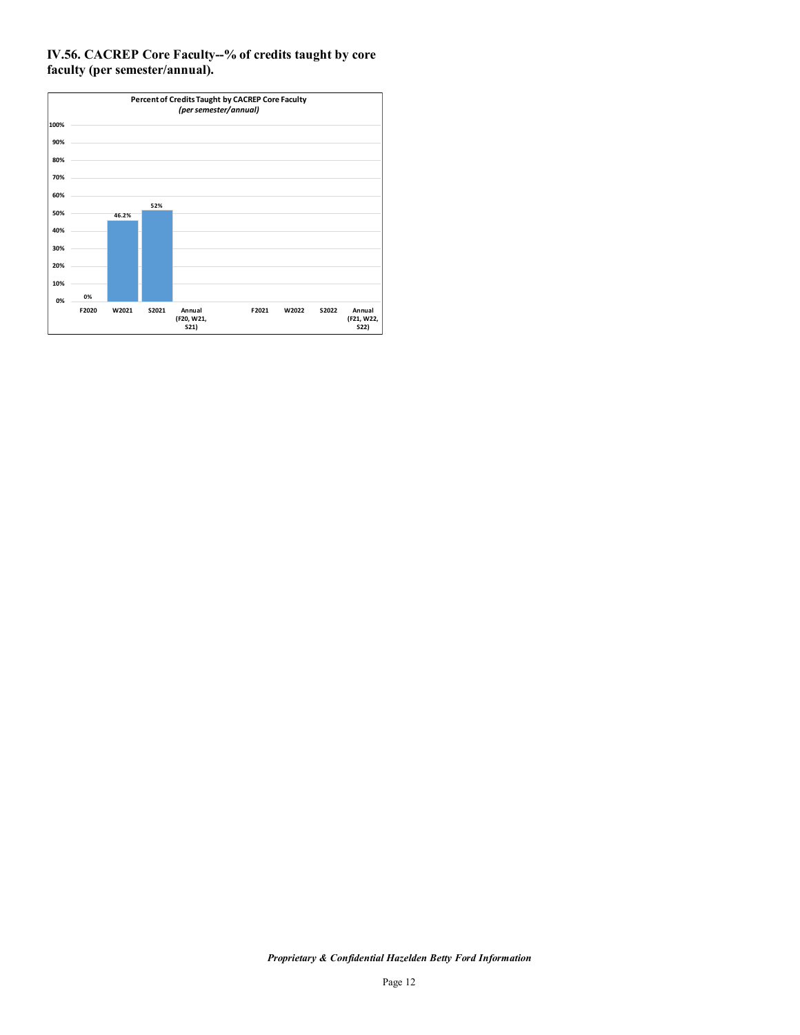**IV.56. CACREP Core Faculty--% of credits taught by core faculty (per semester/annual).**

**Percent of Credits Taught by CACREP Core Faculty**
***(per semester/annual)***

| Period | Percent |
|---|---|
| F2020 | 0% |
| W2021 | 46.2% |
| S2021 | 52% |
| Annual (F20, W21, S21) | |
| F2021 | |
| W2022 | |
| S2022 | |
| Annual (F21, W22, S22) | |

***Proprietary & Confidential Hazelden Betty Ford Information***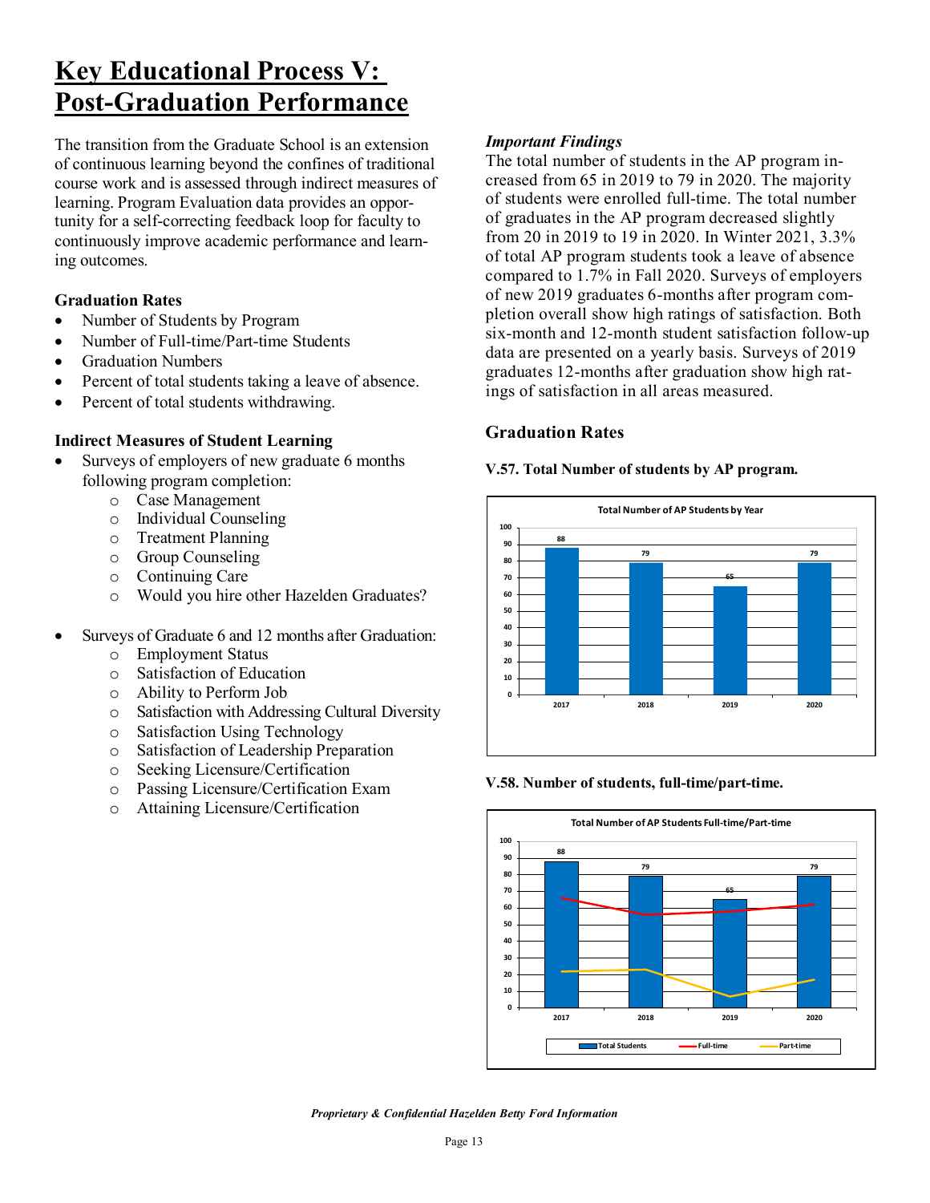# Key Educational Process V: Post-Graduation Performance

The transition from the Graduate School is an extension of continuous learning beyond the confines of traditional course work and is assessed through indirect measures of learning. Program Evaluation data provides an opportunity for a self-correcting feedback loop for faculty to continuously improve academic performance and learning outcomes.

### Graduation Rates

- Number of Students by Program
- Number of Full-time/Part-time Students
- Graduation Numbers
- Percent of total students taking a leave of absence.
- Percent of total students withdrawing.

### Indirect Measures of Student Learning

- Surveys of employers of new graduate 6 months following program completion:
  - Case Management
  - Individual Counseling
  - Treatment Planning
  - Group Counseling
  - Continuing Care
  - Would you hire other Hazelden Graduates?
- Surveys of Graduate 6 and 12 months after Graduation:
  - Employment Status
  - Satisfaction of Education
  - Ability to Perform Job
  - Satisfaction with Addressing Cultural Diversity
  - Satisfaction Using Technology
  - Satisfaction of Leadership Preparation
  - Seeking Licensure/Certification
  - Passing Licensure/Certification Exam
  - Attaining Licensure/Certification

*Important Findings*

The total number of students in the AP program increased from 65 in 2019 to 79 in 2020. The majority of students were enrolled full-time. The total number of graduates in the AP program decreased slightly from 20 in 2019 to 19 in 2020. In Winter 2021, 3.3% of total AP program students took a leave of absence compared to 1.7% in Fall 2020. Surveys of employers of new 2019 graduates 6-months after program completion overall show high ratings of satisfaction. Both six-month and 12-month student satisfaction follow-up data are presented on a yearly basis. Surveys of 2019 graduates 12-months after graduation show high ratings of satisfaction in all areas measured.

## Graduation Rates

**V.57. Total Number of students by AP program.**

Total Number of AP Students by Year

| Year | Total Students |
|---|---|
| 2017 | 88 |
| 2018 | 79 |
| 2019 | 65 |
| 2020 | 79 |

**V.58. Number of students, full-time/part-time.**

Total Number of AP Students Full-time/Part-time

| Year | Total Students |
|---|---|
| 2017 | 88 |
| 2018 | 79 |
| 2019 | 65 |
| 2020 | 79 |

Legend: Total Students, Full-time, Part-time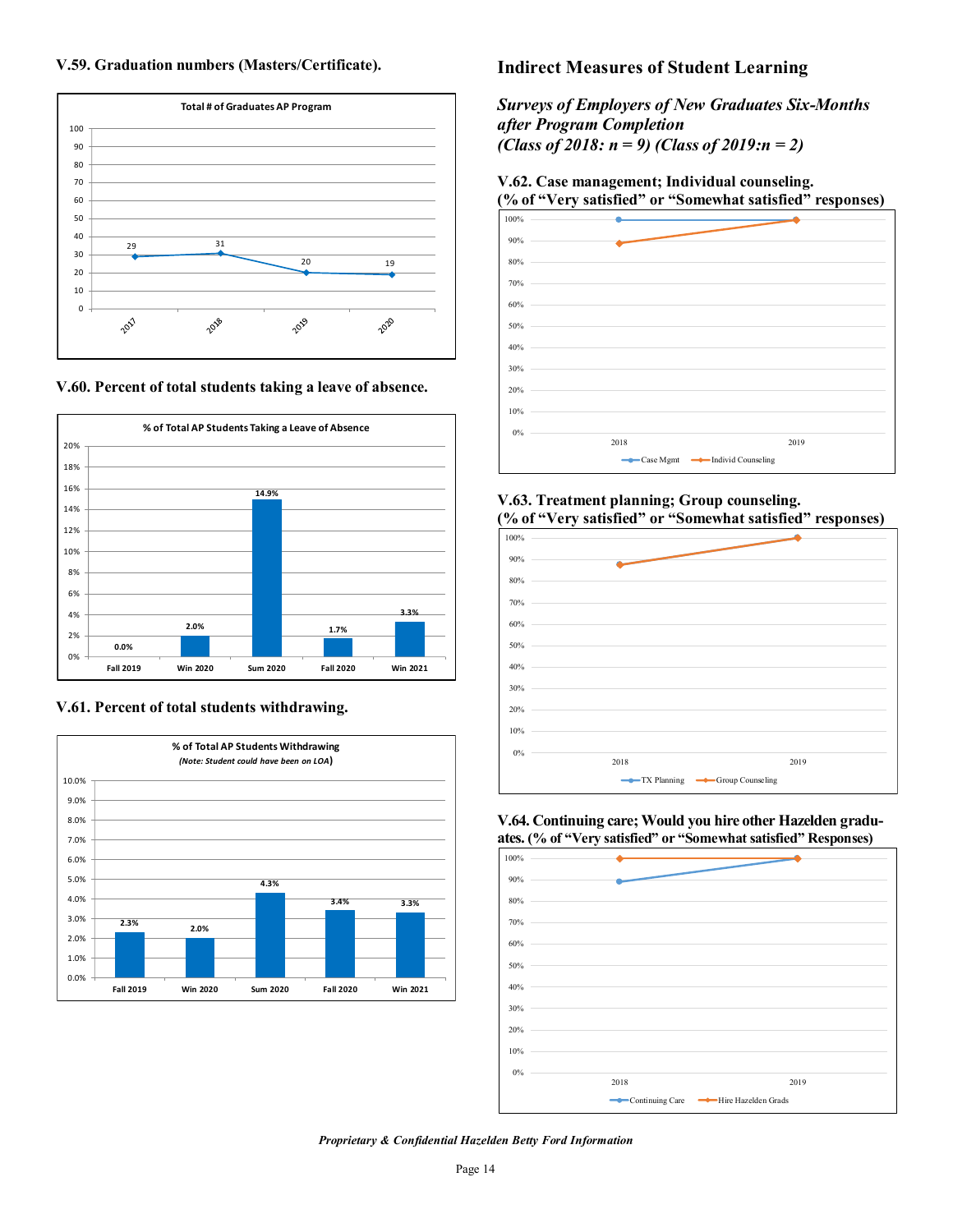### V.59. Graduation numbers (Masters/Certificate).

**Total # of Graduates AP Program**

| Year | Graduates |
|---|---|
| 2017 | 29 |
| 2018 | 31 |
| 2019 | 20 |
| 2020 | 19 |

### V.60. Percent of total students taking a leave of absence.

**% of Total AP Students Taking a Leave of Absence**

| Term | % |
|---|---|
| Fall 2019 | 0.0% |
| Win 2020 | 2.0% |
| Sum 2020 | 14.9% |
| Fall 2020 | 1.7% |
| Win 2021 | 3.3% |

### V.61. Percent of total students withdrawing.

**% of Total AP Students Withdrawing**
*(Note: Student could have been on LOA)*

| Term | % |
|---|---|
| Fall 2019 | 2.3% |
| Win 2020 | 2.0% |
| Sum 2020 | 4.3% |
| Fall 2020 | 3.4% |
| Win 2021 | 3.3% |

## Indirect Measures of Student Learning

### *Surveys of Employers of New Graduates Six-Months after Program Completion (Class of 2018: n = 9) (Class of 2019:n = 2)*

### V.62. Case management; Individual counseling. (% of "Very satisfied" or "Somewhat satisfied" responses)

Legend: Case Mgmt; Individ Counseling

### V.63. Treatment planning; Group counseling. (% of "Very satisfied" or "Somewhat satisfied" responses)

Legend: TX Planning; Group Counseling

### V.64. Continuing care; Would you hire other Hazelden graduates. (% of "Very satisfied" or "Somewhat satisfied" Responses)

Legend: Continuing Care; Hire Hazelden Grads

*Proprietary & Confidential Hazelden Betty Ford Information*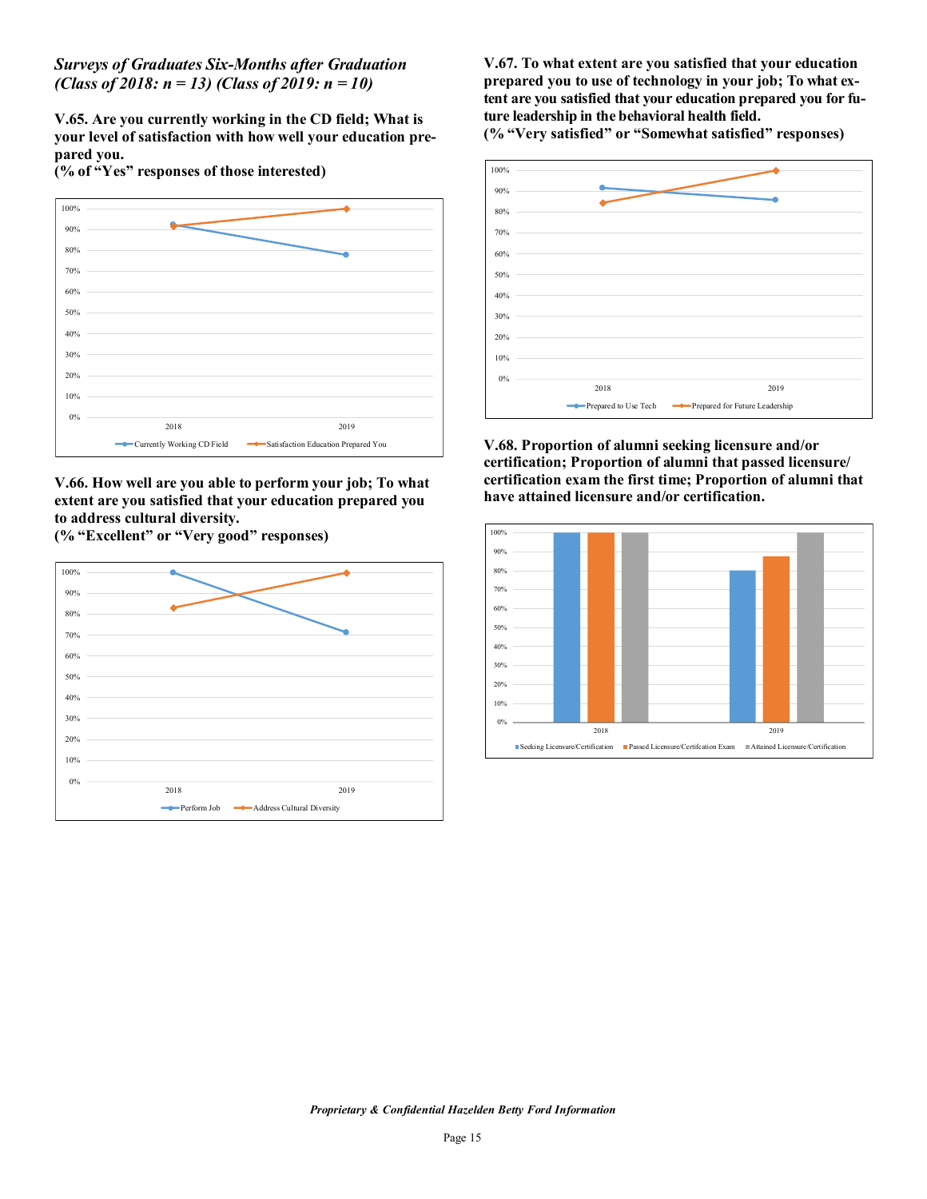***Surveys of Graduates Six-Months after Graduation (Class of 2018: n = 13) (Class of 2019: n = 10)***

**V.65. Are you currently working in the CD field; What is your level of satisfaction with how well your education prepared you.**
**(% of "Yes" responses of those interested)**

**V.66. How well are you able to perform your job; To what extent are you satisfied that your education prepared you to address cultural diversity.**
**(% "Excellent" or "Very good" responses)**

**V.67. To what extent are you satisfied that your education prepared you to use of technology in your job; To what extent are you satisfied that your education prepared you for future leadership in the behavioral health field.**
**(% "Very satisfied" or "Somewhat satisfied" responses)**

**V.68. Proportion of alumni seeking licensure and/or certification; Proportion of alumni that passed licensure/certification exam the first time; Proportion of alumni that have attained licensure and/or certification.**

*Proprietary & Confidential Hazelden Betty Ford Information*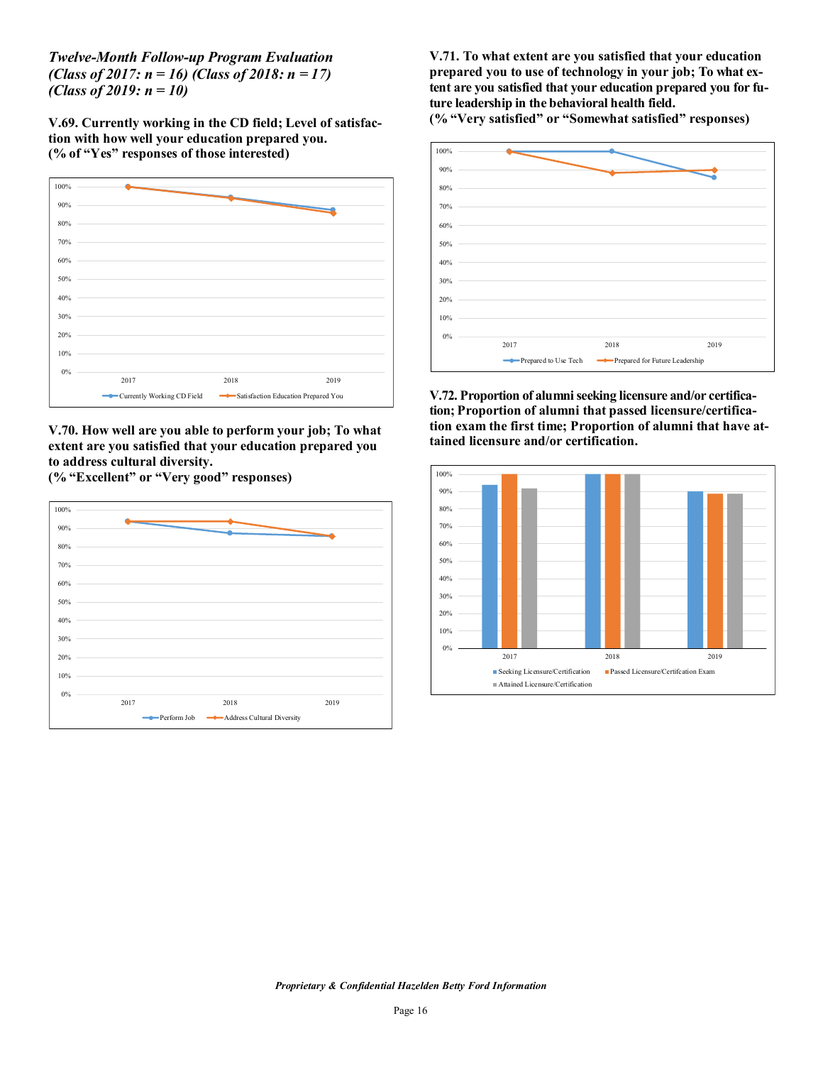***Twelve-Month Follow-up Program Evaluation (Class of 2017: n = 16) (Class of 2018: n = 17) (Class of 2019: n = 10)***

**V.69. Currently working in the CD field; Level of satisfaction with how well your education prepared you. (% of "Yes" responses of those interested)**

100%
90%
80%
70%
60%
50%
40%
30%
20%
10%
0%
2017
2018
2019
Currently Working CD Field
Satisfaction Education Prepared You

**V.70. How well are you able to perform your job; To what extent are you satisfied that your education prepared you to address cultural diversity. (% "Excellent" or "Very good" responses)**

100%
90%
80%
70%
60%
50%
40%
30%
20%
10%
0%
2017
2018
2019
Perform Job
Address Cultural Diversity

**V.71. To what extent are you satisfied that your education prepared you to use of technology in your job; To what extent are you satisfied that your education prepared you for future leadership in the behavioral health field. (% "Very satisfied" or "Somewhat satisfied" responses)**

100%
90%
80%
70%
60%
50%
40%
30%
20%
10%
0%
2017
2018
2019
Prepared to Use Tech
Prepared for Future Leadership

**V.72. Proportion of alumni seeking licensure and/or certification; Proportion of alumni that passed licensure/certification exam the first time; Proportion of alumni that have attained licensure and/or certification.**

100%
90%
80%
70%
60%
50%
40%
30%
20%
10%
0%
2017
2018
2019
Seeking Licensure/Certification
Passed Licensure/Certifcation Exam
Attained Licensure/Certification

***Proprietary & Confidential Hazelden Betty Ford Information***